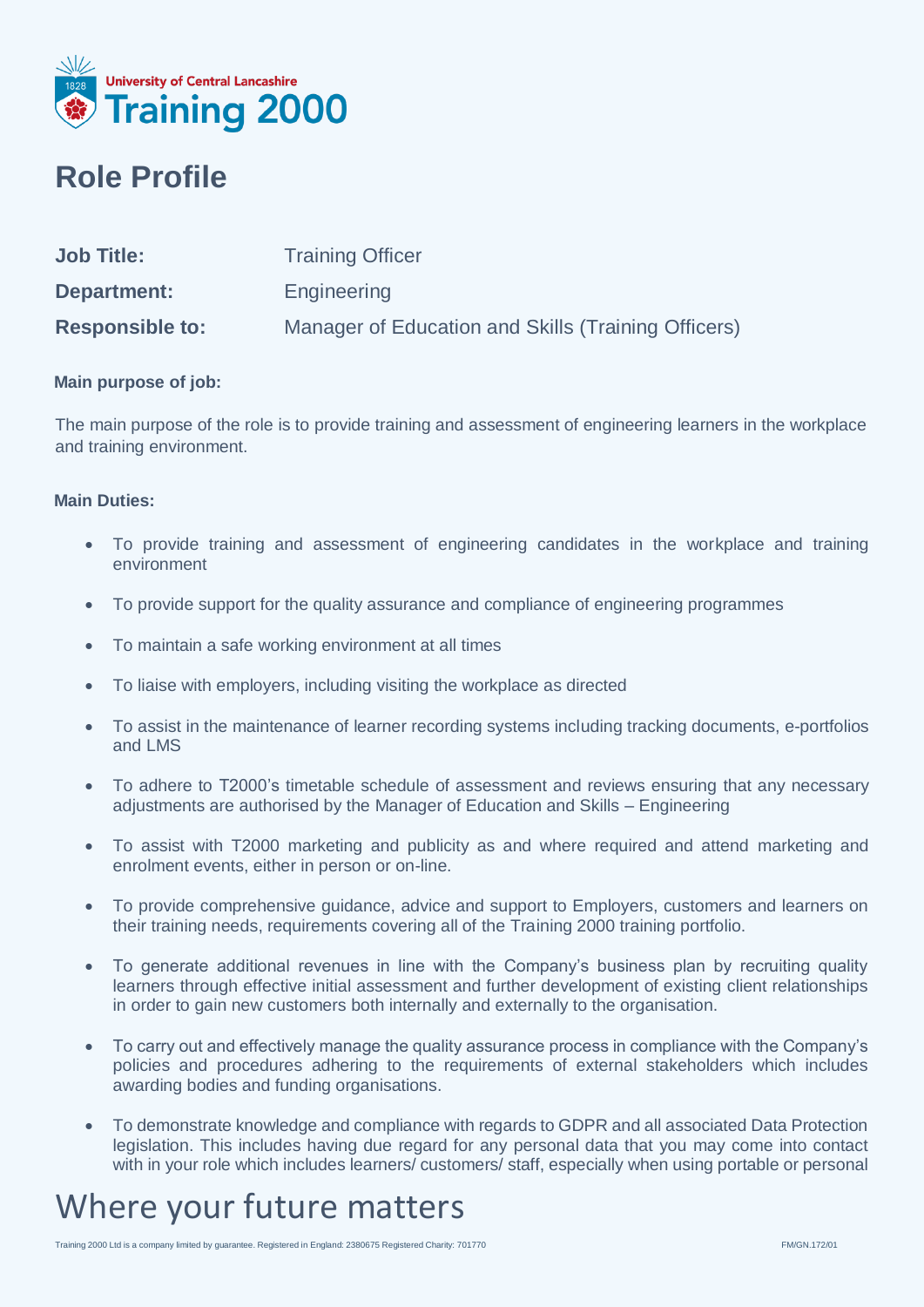University of Central Lancashire
Training 2000

# Role Profile

**Job Title:** Training Officer

**Department:** Engineering

**Responsible to:** Manager of Education and Skills (Training Officers)

**Main purpose of job:**

The main purpose of the role is to provide training and assessment of engineering learners in the workplace and training environment.

**Main Duties:**

- To provide training and assessment of engineering candidates in the workplace and training environment
- To provide support for the quality assurance and compliance of engineering programmes
- To maintain a safe working environment at all times
- To liaise with employers, including visiting the workplace as directed
- To assist in the maintenance of learner recording systems including tracking documents, e-portfolios and LMS
- To adhere to T2000's timetable schedule of assessment and reviews ensuring that any necessary adjustments are authorised by the Manager of Education and Skills – Engineering
- To assist with T2000 marketing and publicity as and where required and attend marketing and enrolment events, either in person or on-line.
- To provide comprehensive guidance, advice and support to Employers, customers and learners on their training needs, requirements covering all of the Training 2000 training portfolio.
- To generate additional revenues in line with the Company's business plan by recruiting quality learners through effective initial assessment and further development of existing client relationships in order to gain new customers both internally and externally to the organisation.
- To carry out and effectively manage the quality assurance process in compliance with the Company's policies and procedures adhering to the requirements of external stakeholders which includes awarding bodies and funding organisations.
- To demonstrate knowledge and compliance with regards to GDPR and all associated Data Protection legislation. This includes having due regard for any personal data that you may come into contact with in your role which includes learners/ customers/ staff, especially when using portable or personal

Where your future matters

Training 2000 Ltd is a company limited by guarantee. Registered in England: 2380675 Registered Charity: 701770

FM/GN.172/01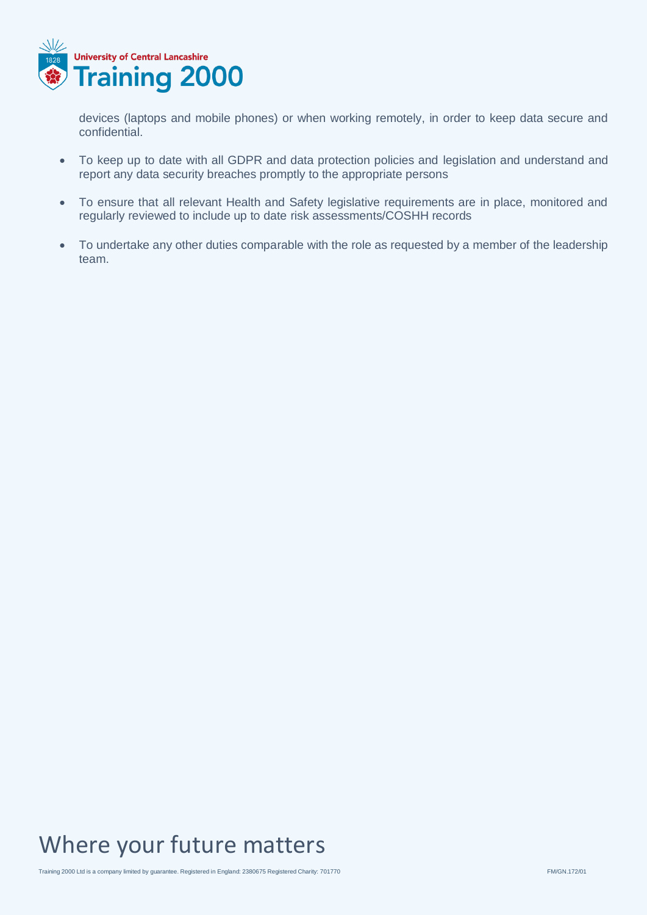devices (laptops and mobile phones) or when working remotely, in order to keep data secure and confidential.

- To keep up to date with all GDPR and data protection policies and legislation and understand and report any data security breaches promptly to the appropriate persons
- To ensure that all relevant Health and Safety legislative requirements are in place, monitored and regularly reviewed to include up to date risk assessments/COSHH records
- To undertake any other duties comparable with the role as requested by a member of the leadership team.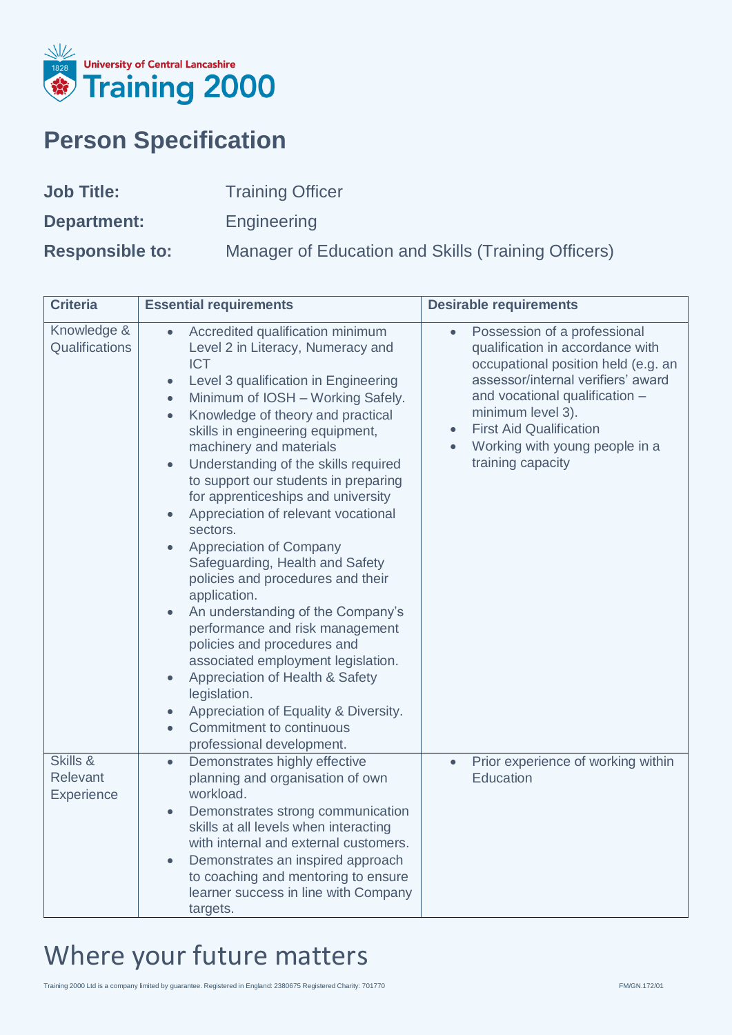University of Central Lancashire Training 2000

# Person Specification

**Job Title:** Training Officer

**Department:** Engineering

**Responsible to:** Manager of Education and Skills (Training Officers)

| Criteria | Essential requirements | Desirable requirements |
|---|---|---|
| Knowledge & Qualifications | • Accredited qualification minimum Level 2 in Literacy, Numeracy and ICT<br>• Level 3 qualification in Engineering<br>• Minimum of IOSH – Working Safely.<br>• Knowledge of theory and practical skills in engineering equipment, machinery and materials<br>• Understanding of the skills required to support our students in preparing for apprenticeships and university<br>• Appreciation of relevant vocational sectors.<br>• Appreciation of Company Safeguarding, Health and Safety policies and procedures and their application.<br>• An understanding of the Company's performance and risk management policies and procedures and associated employment legislation.<br>• Appreciation of Health & Safety legislation.<br>• Appreciation of Equality & Diversity.<br>• Commitment to continuous professional development. | • Possession of a professional qualification in accordance with occupational position held (e.g. an assessor/internal verifiers' award and vocational qualification – minimum level 3).<br>• First Aid Qualification<br>• Working with young people in a training capacity |
| Skills & Relevant Experience | • Demonstrates highly effective planning and organisation of own workload.<br>• Demonstrates strong communication skills at all levels when interacting with internal and external customers.<br>• Demonstrates an inspired approach to coaching and mentoring to ensure learner success in line with Company targets. | • Prior experience of working within Education |

Where your future matters

Training 2000 Ltd is a company limited by guarantee. Registered in England: 2380675 Registered Charity: 701770

FM/GN.172/01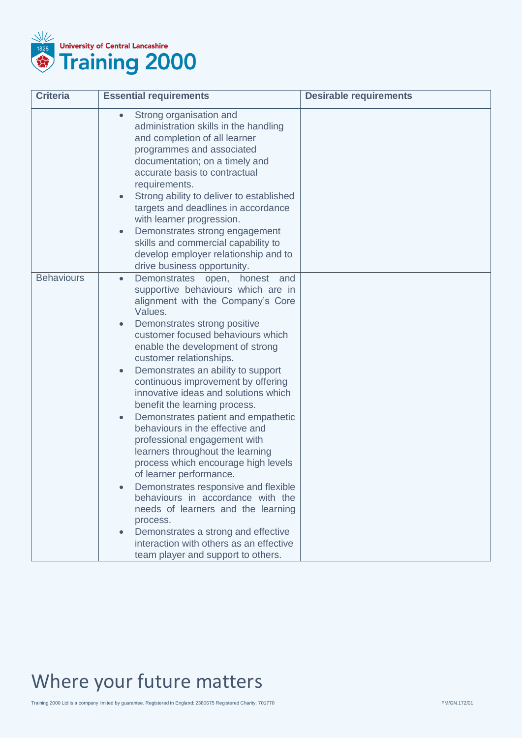| Criteria | Essential requirements | Desirable requirements |
|---|---|---|
| | • Strong organisation and administration skills in the handling and completion of all learner programmes and associated documentation; on a timely and accurate basis to contractual requirements.<br>• Strong ability to deliver to established targets and deadlines in accordance with learner progression.<br>• Demonstrates strong engagement skills and commercial capability to develop employer relationship and to drive business opportunity. | |
| Behaviours | • Demonstrates open, honest and supportive behaviours which are in alignment with the Company's Core Values.<br>• Demonstrates strong positive customer focused behaviours which enable the development of strong customer relationships.<br>• Demonstrates an ability to support continuous improvement by offering innovative ideas and solutions which benefit the learning process.<br>• Demonstrates patient and empathetic behaviours in the effective and professional engagement with learners throughout the learning process which encourage high levels of learner performance.<br>• Demonstrates responsive and flexible behaviours in accordance with the needs of learners and the learning process.<br>• Demonstrates a strong and effective interaction with others as an effective team player and support to others. | |